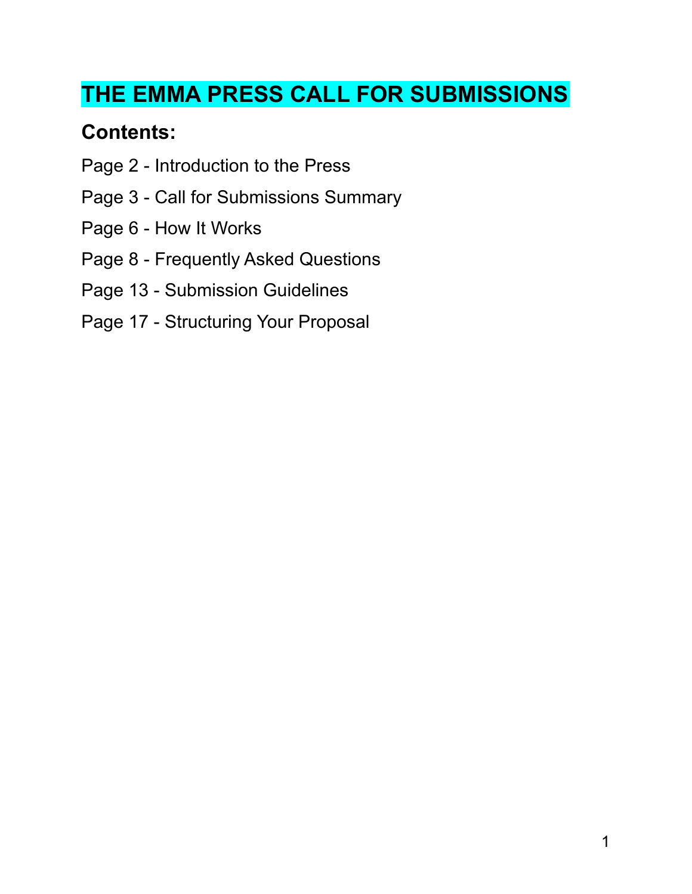# THE EMMA PRESS CALL FOR SUBMISSIONS

## Contents:

Page 2 - Introduction to the Press

Page 3 - Call for Submissions Summary

Page 6 - How It Works

Page 8 - Frequently Asked Questions

Page 13 - Submission Guidelines

Page 17 - Structuring Your Proposal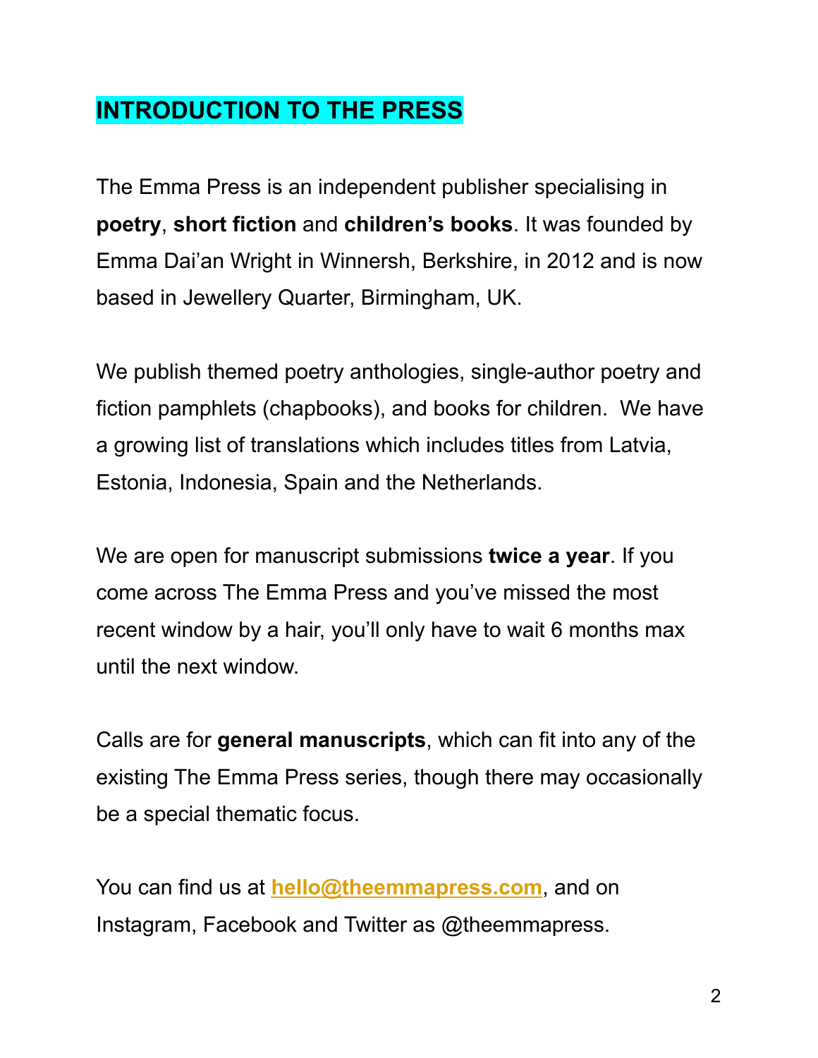## INTRODUCTION TO THE PRESS

The Emma Press is an independent publisher specialising in **poetry**, **short fiction** and **children's books**. It was founded by Emma Dai'an Wright in Winnersh, Berkshire, in 2012 and is now based in Jewellery Quarter, Birmingham, UK.

We publish themed poetry anthologies, single-author poetry and fiction pamphlets (chapbooks), and books for children. We have a growing list of translations which includes titles from Latvia, Estonia, Indonesia, Spain and the Netherlands.

We are open for manuscript submissions **twice a year**. If you come across The Emma Press and you've missed the most recent window by a hair, you'll only have to wait 6 months max until the next window.

Calls are for **general manuscripts**, which can fit into any of the existing The Emma Press series, though there may occasionally be a special thematic focus.

You can find us at **hello@theemmapress.com**, and on Instagram, Facebook and Twitter as @theemmapress.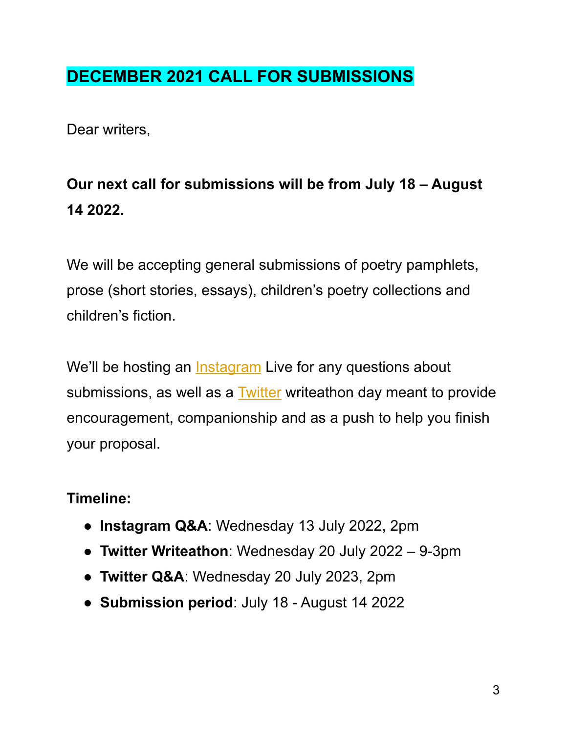# DECEMBER 2021 CALL FOR SUBMISSIONS

Dear writers,

**Our next call for submissions will be from July 18 – August 14 2022.**

We will be accepting general submissions of poetry pamphlets, prose (short stories, essays), children's poetry collections and children's fiction.

We'll be hosting an Instagram Live for any questions about submissions, as well as a Twitter writeathon day meant to provide encouragement, companionship and as a push to help you finish your proposal.

**Timeline:**

- **Instagram Q&A**: Wednesday 13 July 2022, 2pm
- **Twitter Writeathon**: Wednesday 20 July 2022 – 9-3pm
- **Twitter Q&A**: Wednesday 20 July 2023, 2pm
- **Submission period**: July 18 - August 14 2022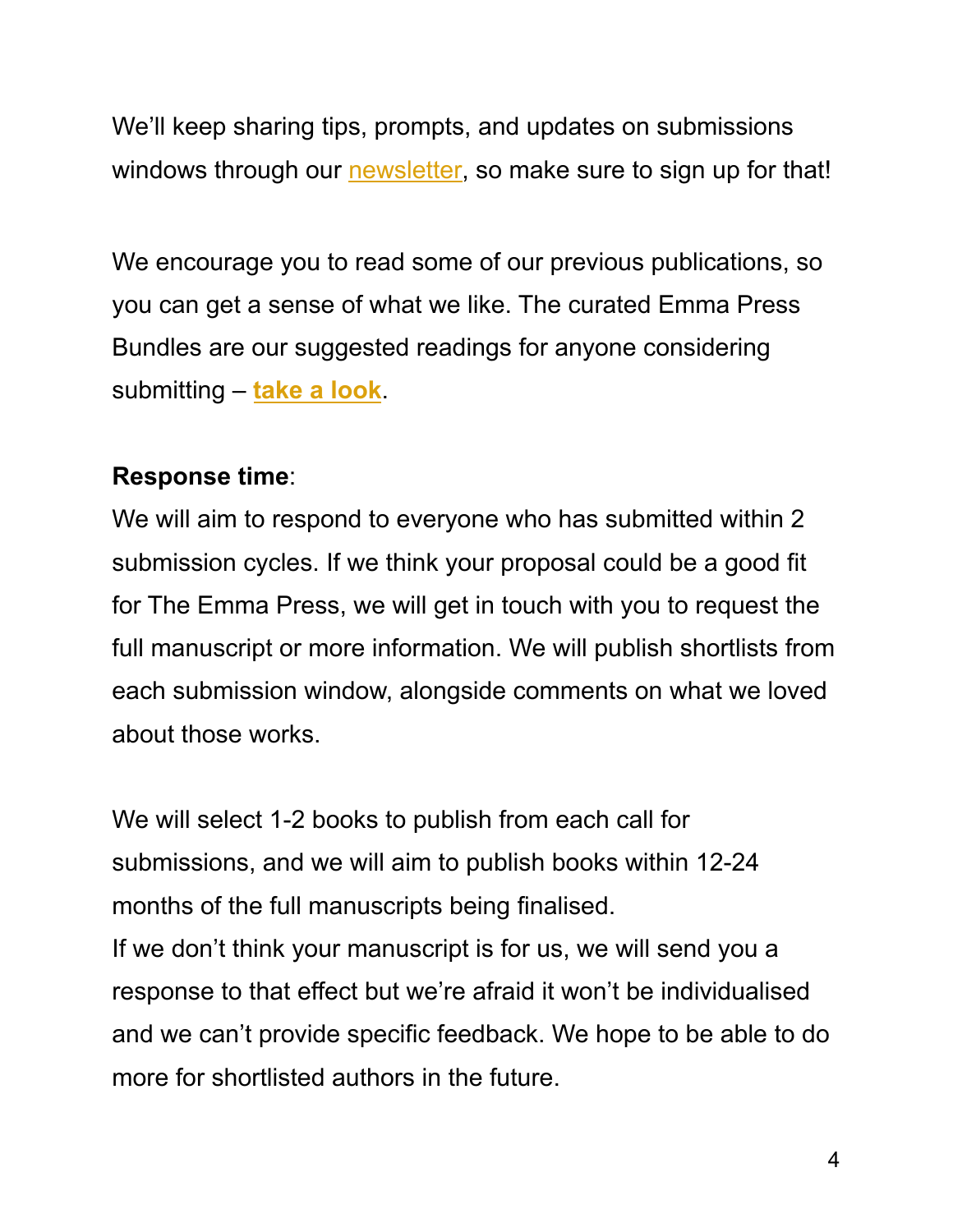We'll keep sharing tips, prompts, and updates on submissions windows through our newsletter, so make sure to sign up for that!

We encourage you to read some of our previous publications, so you can get a sense of what we like. The curated Emma Press Bundles are our suggested readings for anyone considering submitting – **take a look**.

**Response time**:

We will aim to respond to everyone who has submitted within 2 submission cycles. If we think your proposal could be a good fit for The Emma Press, we will get in touch with you to request the full manuscript or more information. We will publish shortlists from each submission window, alongside comments on what we loved about those works.

We will select 1-2 books to publish from each call for submissions, and we will aim to publish books within 12-24 months of the full manuscripts being finalised.

If we don't think your manuscript is for us, we will send you a response to that effect but we're afraid it won't be individualised and we can't provide specific feedback. We hope to be able to do more for shortlisted authors in the future.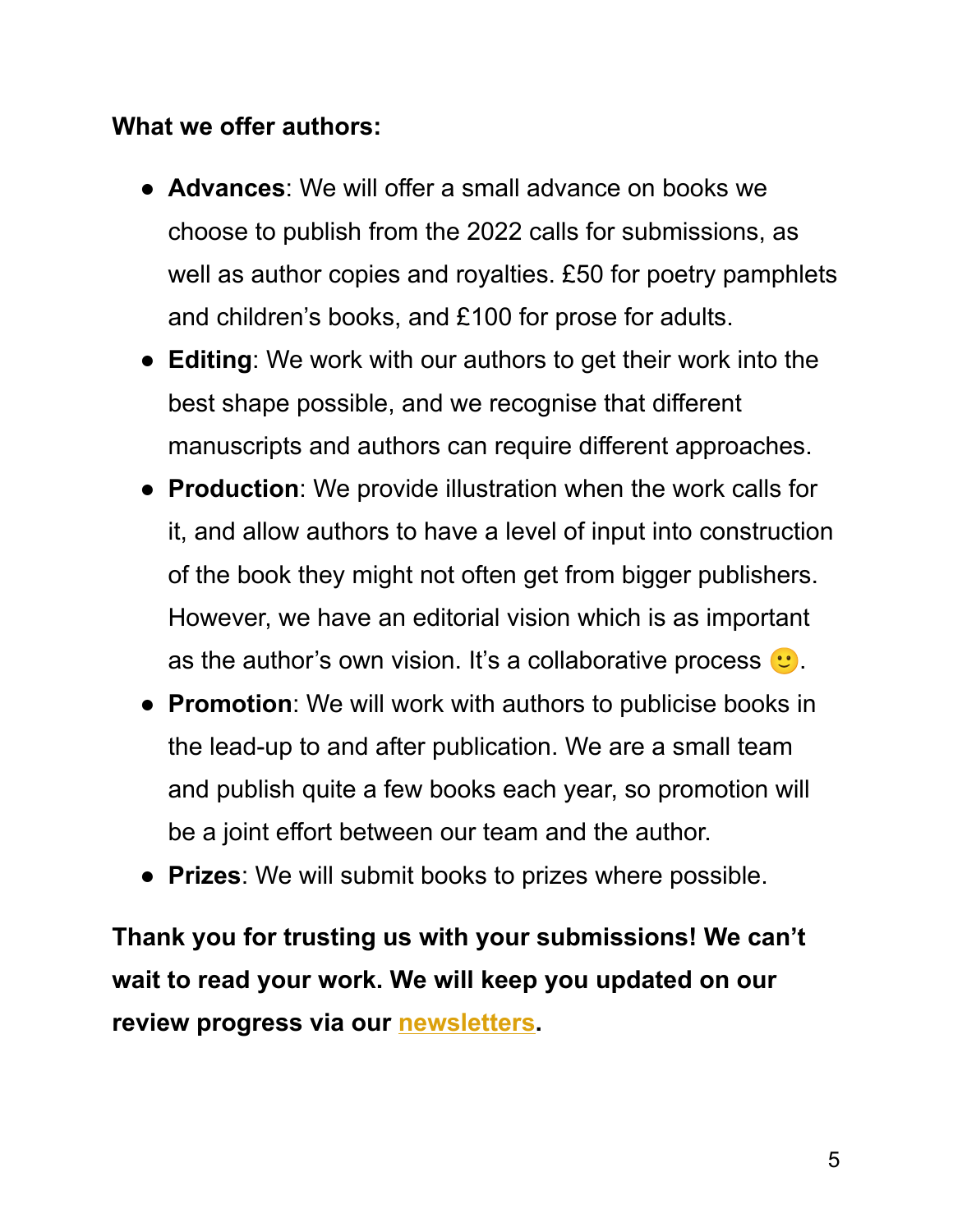**What we offer authors:**

- **Advances**: We will offer a small advance on books we choose to publish from the 2022 calls for submissions, as well as author copies and royalties. £50 for poetry pamphlets and children's books, and £100 for prose for adults.
- **Editing**: We work with our authors to get their work into the best shape possible, and we recognise that different manuscripts and authors can require different approaches.
- **Production**: We provide illustration when the work calls for it, and allow authors to have a level of input into construction of the book they might not often get from bigger publishers. However, we have an editorial vision which is as important as the author's own vision. It's a collaborative process 🙂.
- **Promotion**: We will work with authors to publicise books in the lead-up to and after publication. We are a small team and publish quite a few books each year, so promotion will be a joint effort between our team and the author.
- **Prizes**: We will submit books to prizes where possible.

**Thank you for trusting us with your submissions! We can't wait to read your work. We will keep you updated on our review progress via our newsletters.**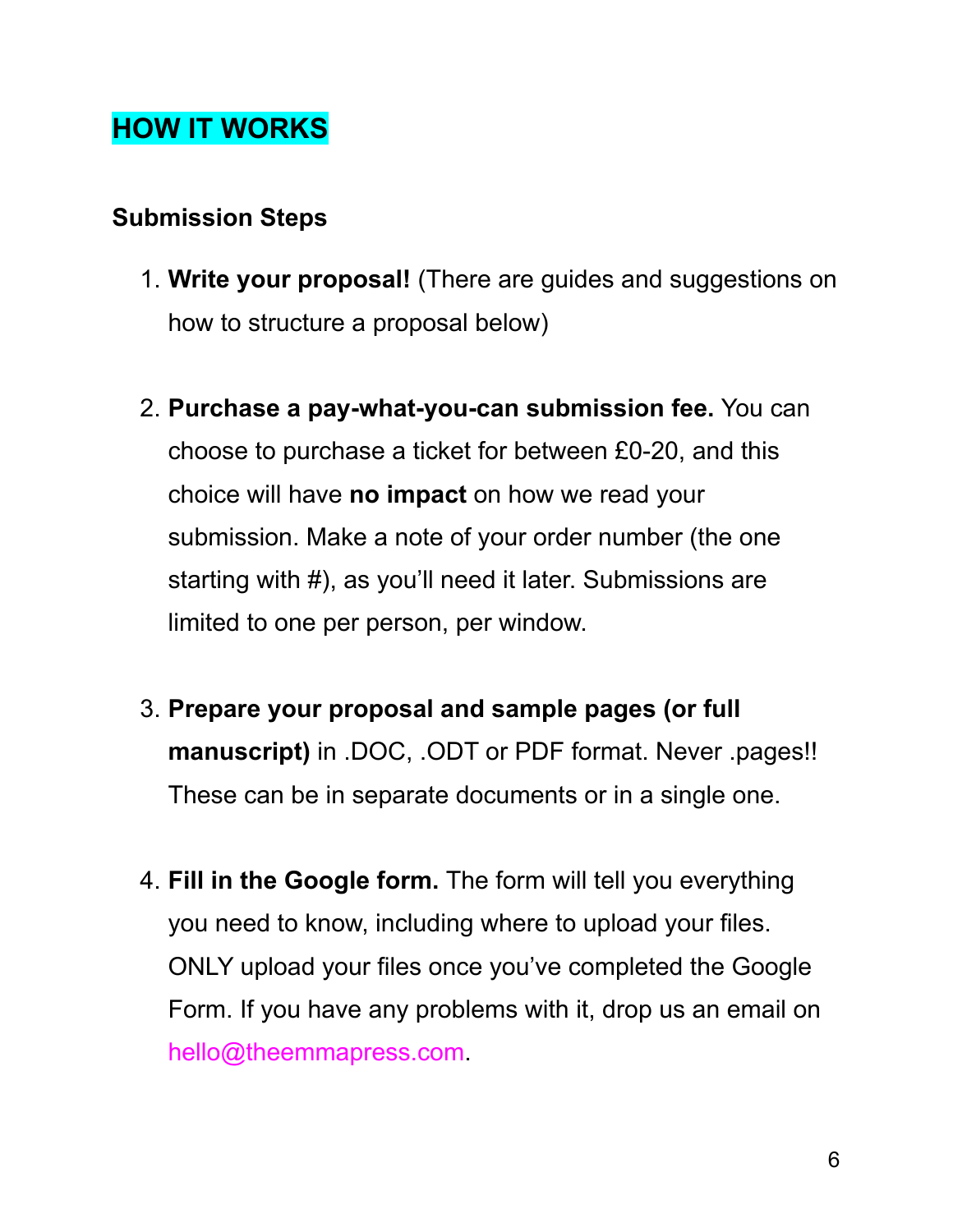## HOW IT WORKS

### Submission Steps

1. **Write your proposal!** (There are guides and suggestions on how to structure a proposal below)

2. **Purchase a pay-what-you-can submission fee.** You can choose to purchase a ticket for between £0-20, and this choice will have **no impact** on how we read your submission. Make a note of your order number (the one starting with #), as you'll need it later. Submissions are limited to one per person, per window.

3. **Prepare your proposal and sample pages (or full manuscript)** in .DOC, .ODT or PDF format. Never .pages!! These can be in separate documents or in a single one.

4. **Fill in the Google form.** The form will tell you everything you need to know, including where to upload your files. ONLY upload your files once you've completed the Google Form. If you have any problems with it, drop us an email on hello@theemmapress.com.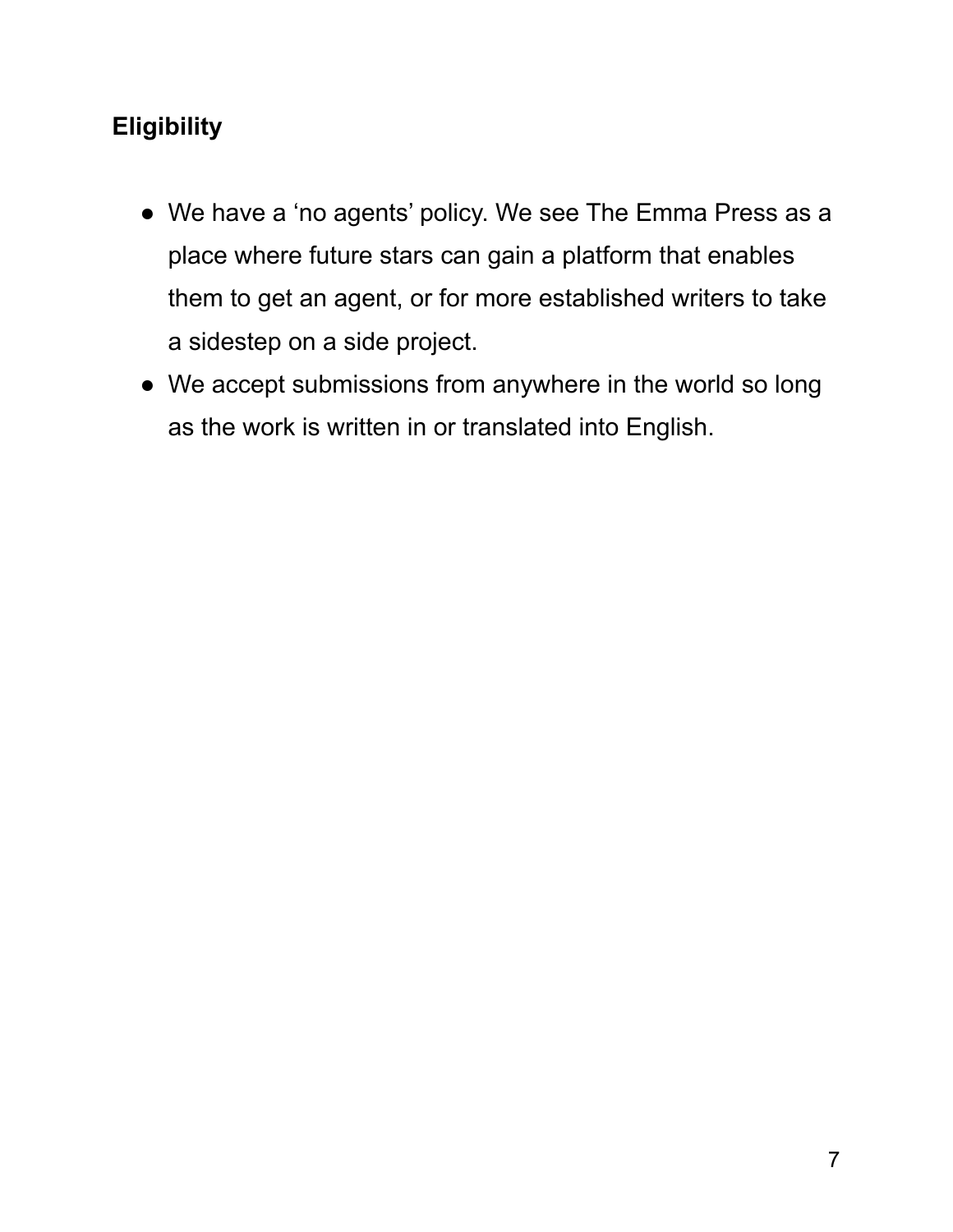## Eligibility

- We have a 'no agents' policy. We see The Emma Press as a place where future stars can gain a platform that enables them to get an agent, or for more established writers to take a sidestep on a side project.
- We accept submissions from anywhere in the world so long as the work is written in or translated into English.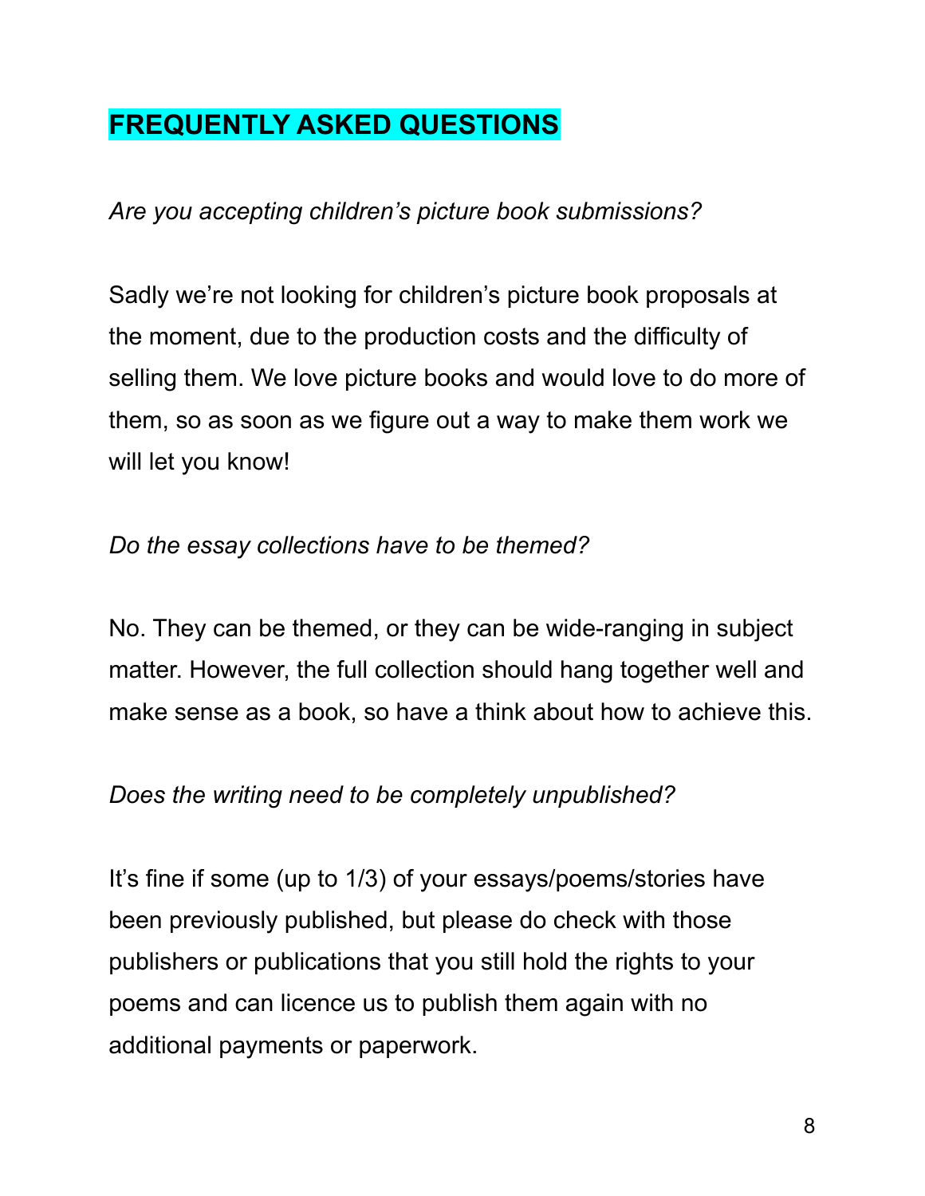## FREQUENTLY ASKED QUESTIONS

*Are you accepting children's picture book submissions?*

Sadly we're not looking for children's picture book proposals at the moment, due to the production costs and the difficulty of selling them. We love picture books and would love to do more of them, so as soon as we figure out a way to make them work we will let you know!

*Do the essay collections have to be themed?*

No. They can be themed, or they can be wide-ranging in subject matter. However, the full collection should hang together well and make sense as a book, so have a think about how to achieve this.

*Does the writing need to be completely unpublished?*

It's fine if some (up to 1/3) of your essays/poems/stories have been previously published, but please do check with those publishers or publications that you still hold the rights to your poems and can licence us to publish them again with no additional payments or paperwork.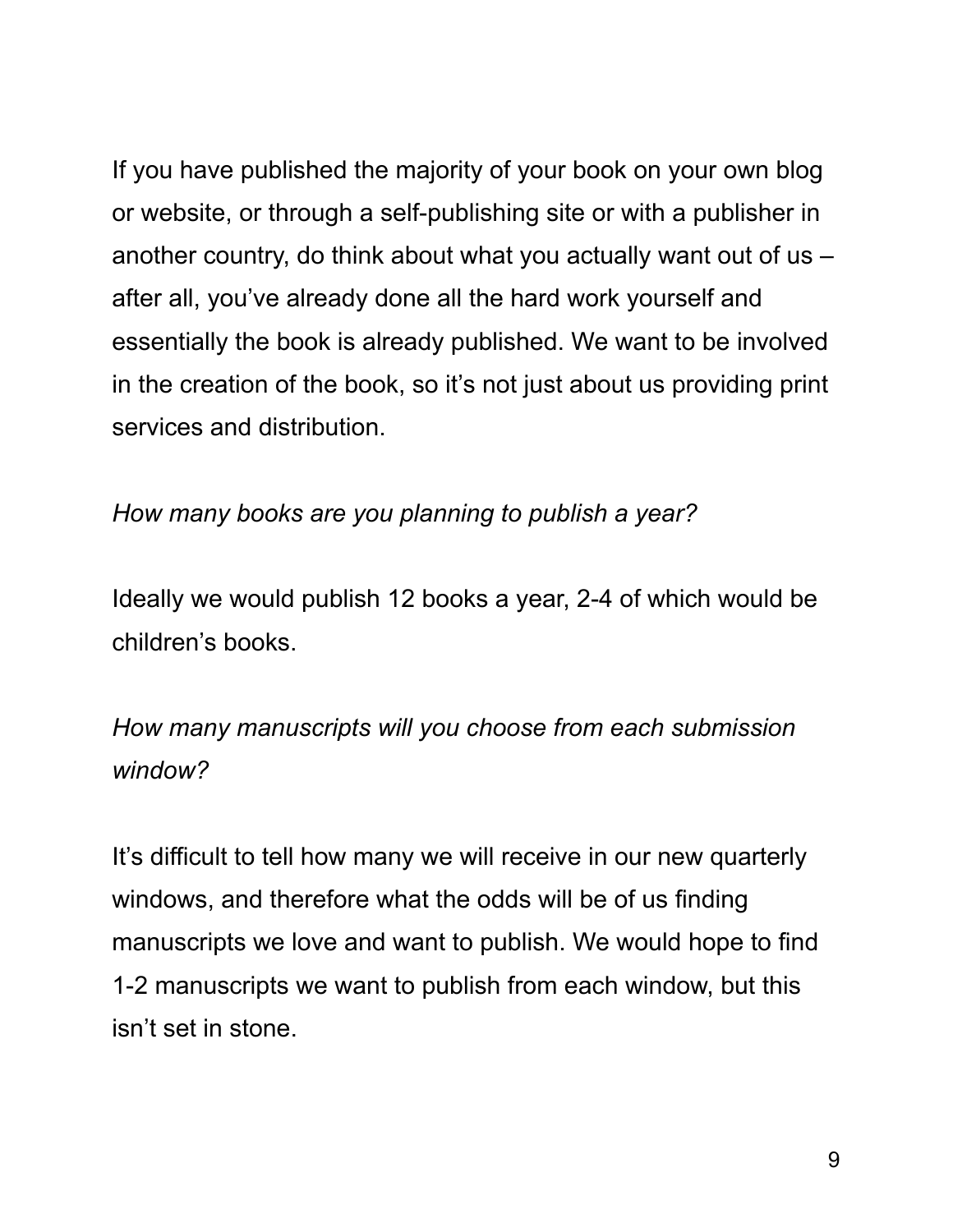If you have published the majority of your book on your own blog or website, or through a self-publishing site or with a publisher in another country, do think about what you actually want out of us – after all, you've already done all the hard work yourself and essentially the book is already published. We want to be involved in the creation of the book, so it's not just about us providing print services and distribution.

*How many books are you planning to publish a year?*

Ideally we would publish 12 books a year, 2-4 of which would be children's books.

*How many manuscripts will you choose from each submission window?*

It's difficult to tell how many we will receive in our new quarterly windows, and therefore what the odds will be of us finding manuscripts we love and want to publish. We would hope to find 1-2 manuscripts we want to publish from each window, but this isn't set in stone.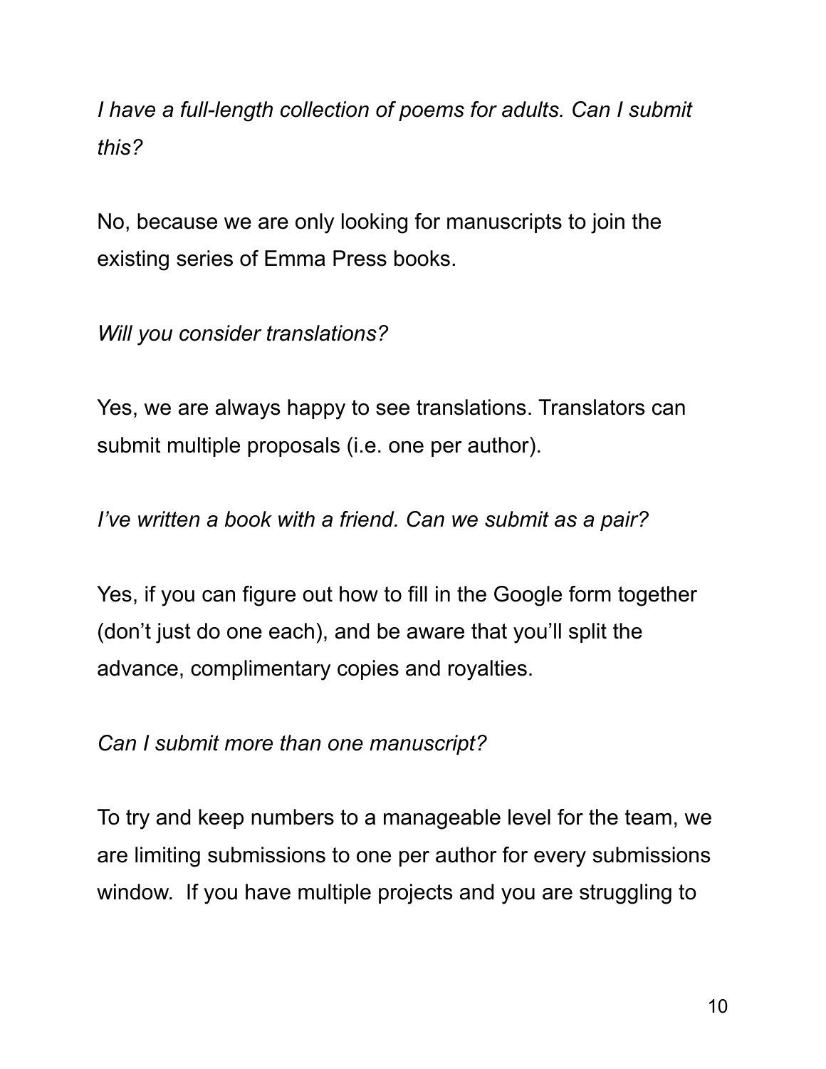*I have a full-length collection of poems for adults. Can I submit this?*

No, because we are only looking for manuscripts to join the existing series of Emma Press books.

*Will you consider translations?*

Yes, we are always happy to see translations. Translators can submit multiple proposals (i.e. one per author).

*I've written a book with a friend. Can we submit as a pair?*

Yes, if you can figure out how to fill in the Google form together (don't just do one each), and be aware that you'll split the advance, complimentary copies and royalties.

*Can I submit more than one manuscript?*

To try and keep numbers to a manageable level for the team, we are limiting submissions to one per author for every submissions window. If you have multiple projects and you are struggling to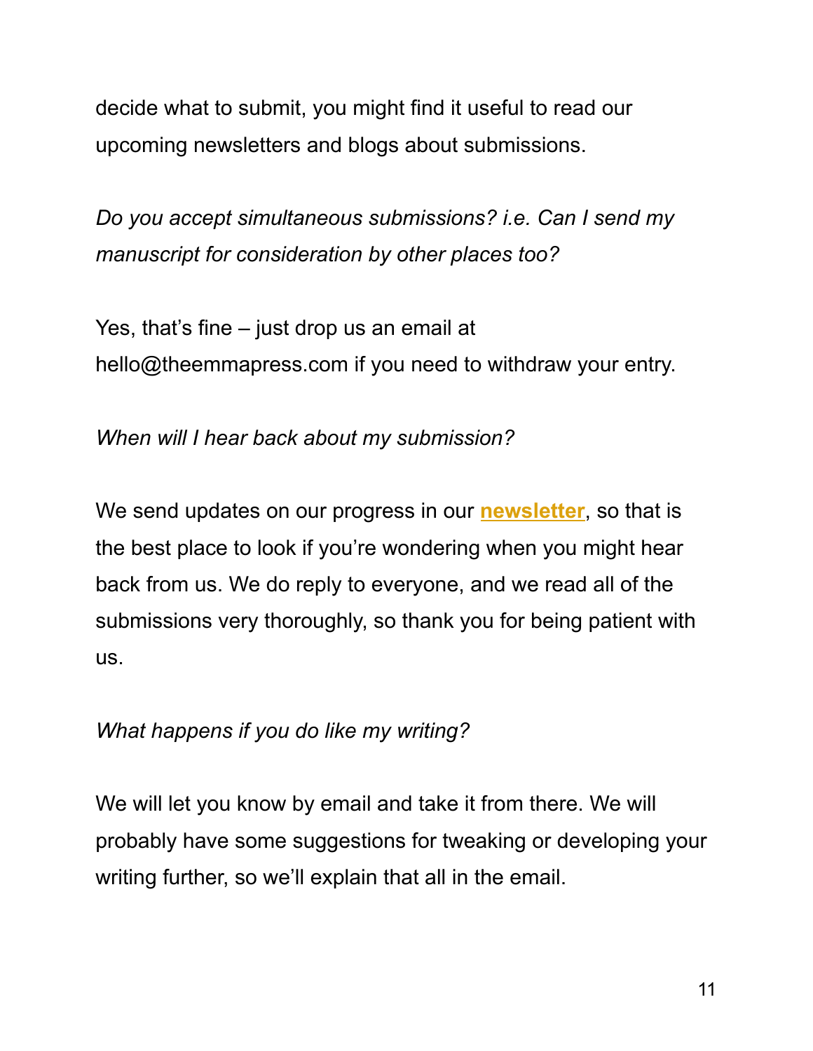decide what to submit, you might find it useful to read our upcoming newsletters and blogs about submissions.

*Do you accept simultaneous submissions? i.e. Can I send my manuscript for consideration by other places too?*

Yes, that's fine – just drop us an email at hello@theemmapress.com if you need to withdraw your entry.

*When will I hear back about my submission?*

We send updates on our progress in our **newsletter**, so that is the best place to look if you're wondering when you might hear back from us. We do reply to everyone, and we read all of the submissions very thoroughly, so thank you for being patient with us.

*What happens if you do like my writing?*

We will let you know by email and take it from there. We will probably have some suggestions for tweaking or developing your writing further, so we'll explain that all in the email.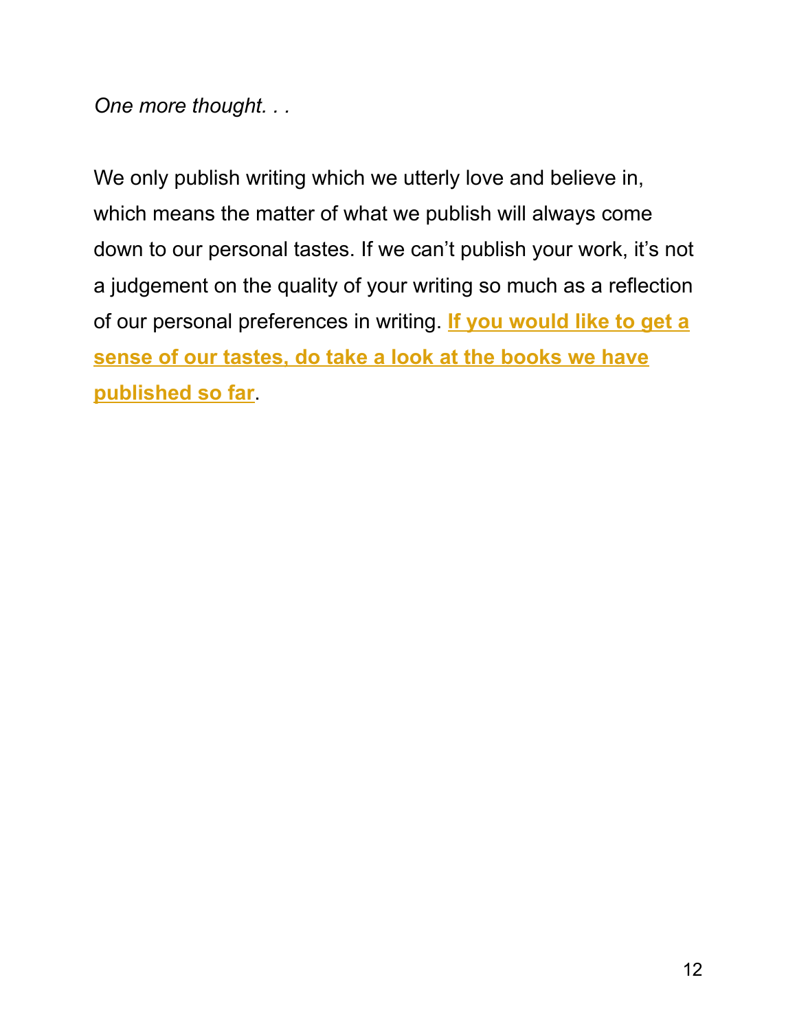*One more thought. . .*

We only publish writing which we utterly love and believe in, which means the matter of what we publish will always come down to our personal tastes. If we can't publish your work, it's not a judgement on the quality of your writing so much as a reflection of our personal preferences in writing. **If you would like to get a sense of our tastes, do take a look at the books we have published so far**.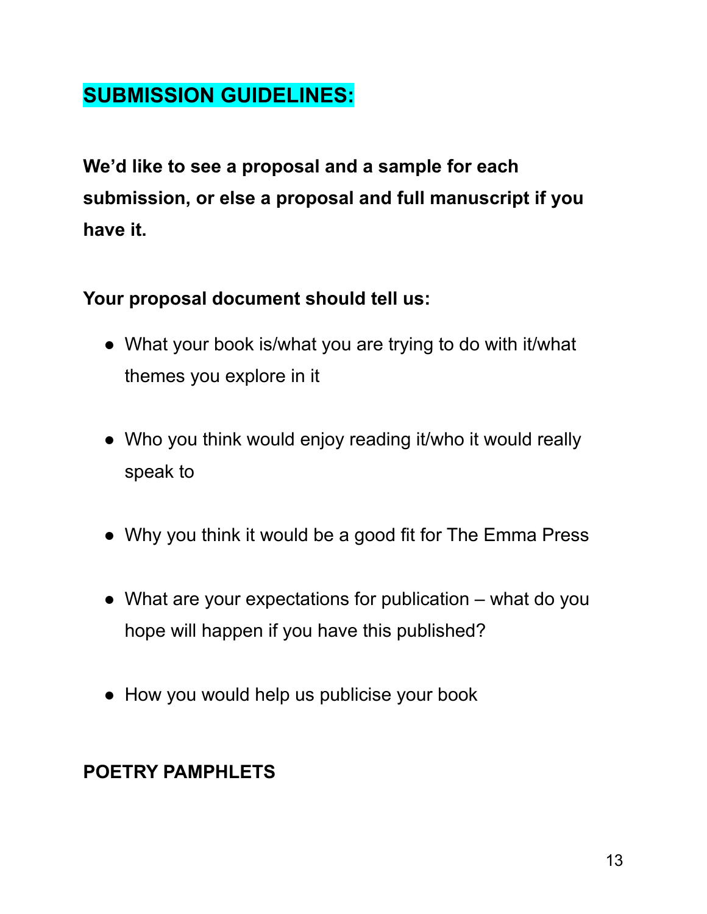## SUBMISSION GUIDELINES:

**We'd like to see a proposal and a sample for each submission, or else a proposal and full manuscript if you have it.**

**Your proposal document should tell us:**

- What your book is/what you are trying to do with it/what themes you explore in it
- Who you think would enjoy reading it/who it would really speak to
- Why you think it would be a good fit for The Emma Press
- What are your expectations for publication – what do you hope will happen if you have this published?
- How you would help us publicise your book

**POETRY PAMPHLETS**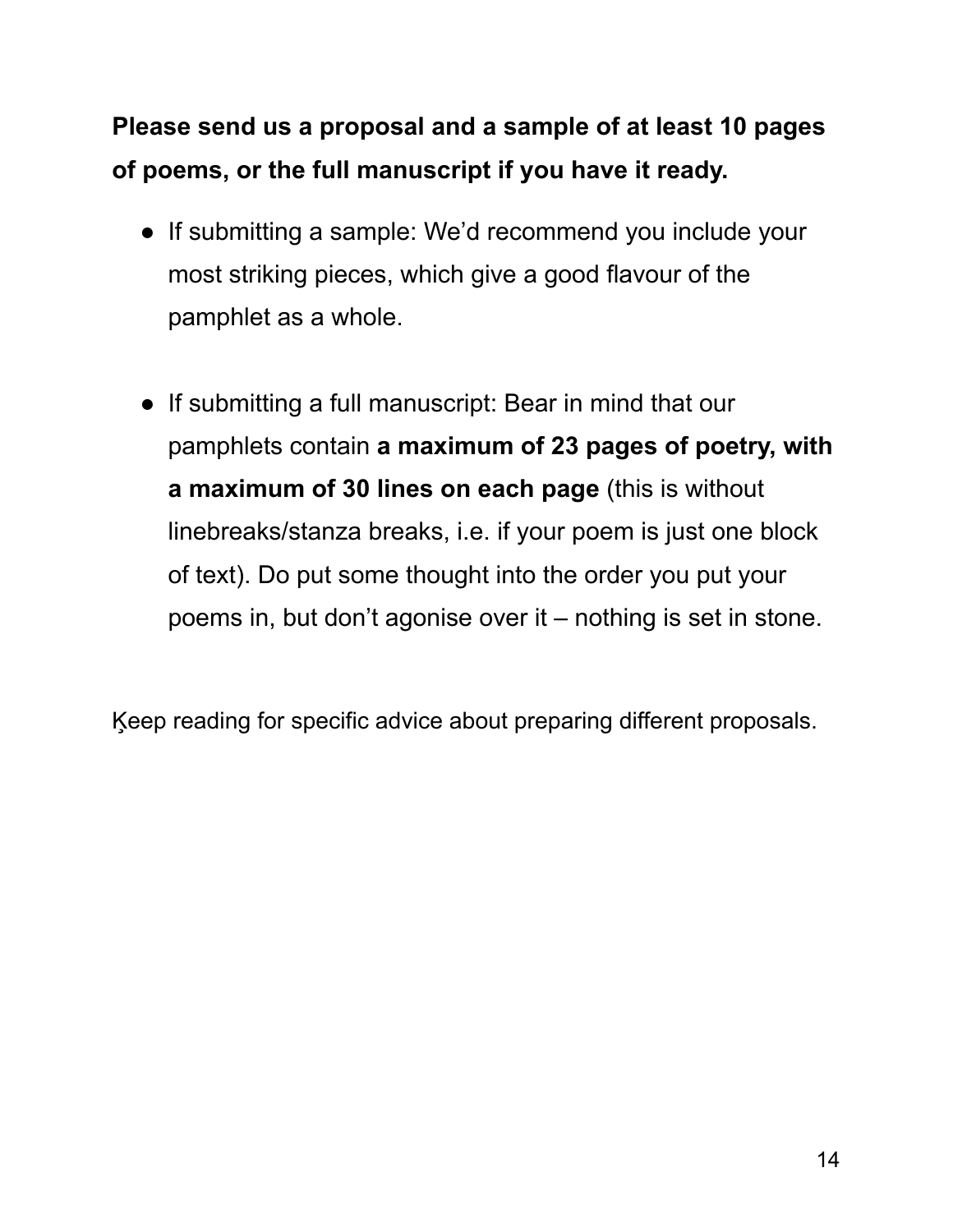**Please send us a proposal and a sample of at least 10 pages of poems, or the full manuscript if you have it ready.**

- If submitting a sample: We'd recommend you include your most striking pieces, which give a good flavour of the pamphlet as a whole.

- If submitting a full manuscript: Bear in mind that our pamphlets contain **a maximum of 23 pages of poetry, with a maximum of 30 lines on each page** (this is without linebreaks/stanza breaks, i.e. if your poem is just one block of text). Do put some thought into the order you put your poems in, but don't agonise over it – nothing is set in stone.

Keep reading for specific advice about preparing different proposals.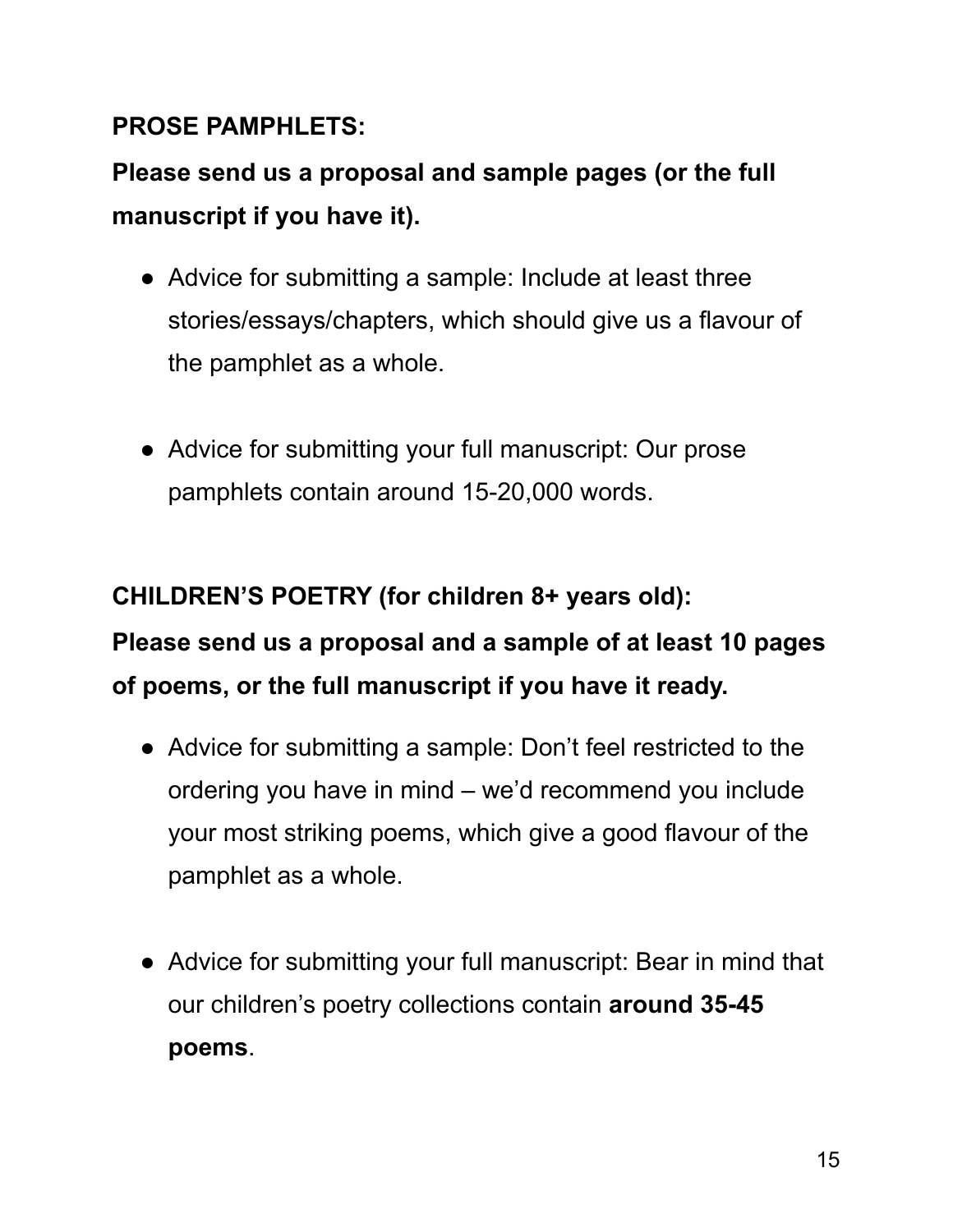**PROSE PAMPHLETS:**

**Please send us a proposal and sample pages (or the full manuscript if you have it).**

- Advice for submitting a sample: Include at least three stories/essays/chapters, which should give us a flavour of the pamphlet as a whole.

- Advice for submitting your full manuscript: Our prose pamphlets contain around 15-20,000 words.

**CHILDREN'S POETRY (for children 8+ years old):**

**Please send us a proposal and a sample of at least 10 pages of poems, or the full manuscript if you have it ready.**

- Advice for submitting a sample: Don't feel restricted to the ordering you have in mind – we'd recommend you include your most striking poems, which give a good flavour of the pamphlet as a whole.

- Advice for submitting your full manuscript: Bear in mind that our children's poetry collections contain **around 35-45 poems**.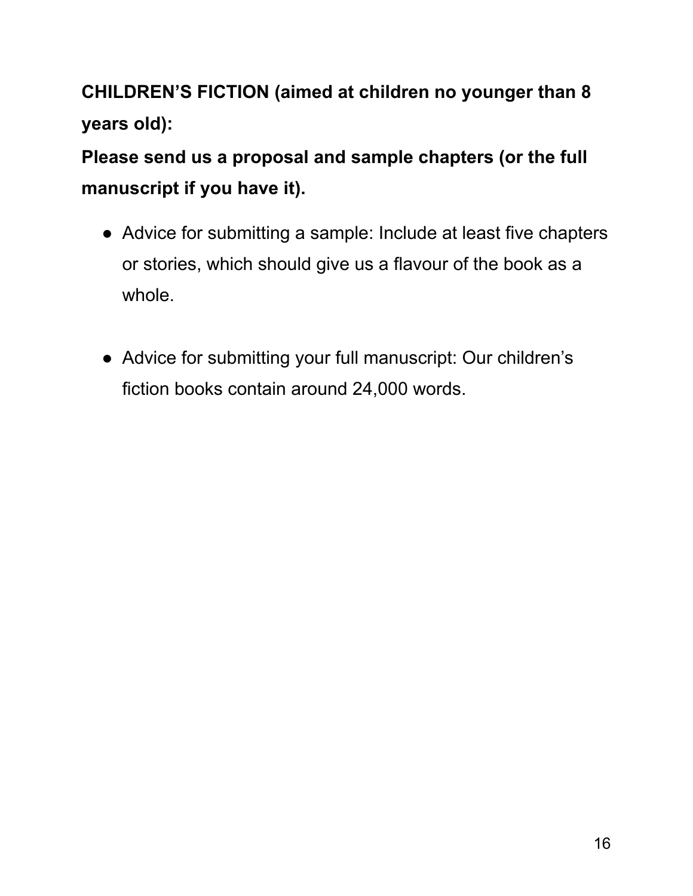**CHILDREN'S FICTION (aimed at children no younger than 8 years old):**

**Please send us a proposal and sample chapters (or the full manuscript if you have it).**

- Advice for submitting a sample: Include at least five chapters or stories, which should give us a flavour of the book as a whole.

- Advice for submitting your full manuscript: Our children's fiction books contain around 24,000 words.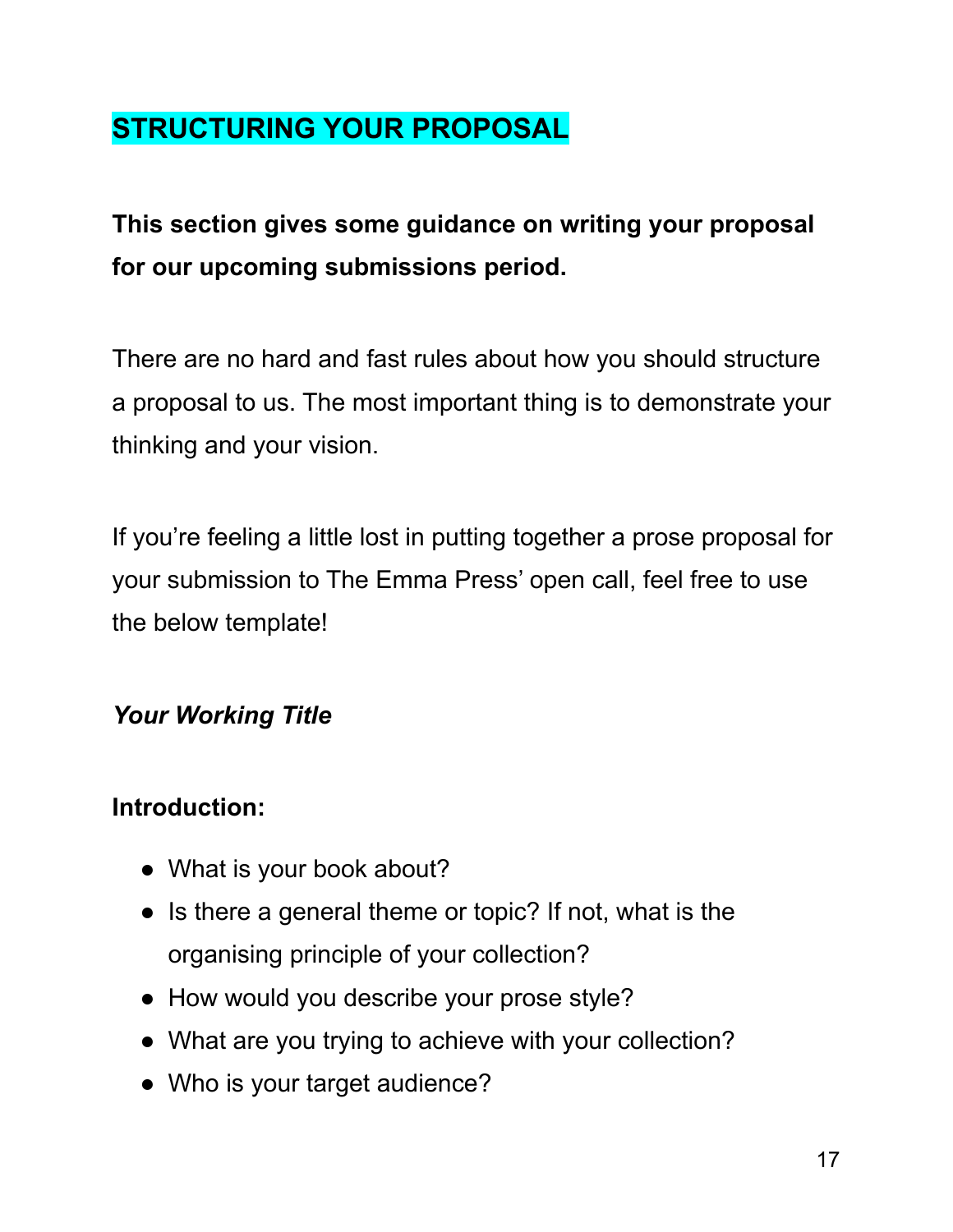## STRUCTURING YOUR PROPOSAL

**This section gives some guidance on writing your proposal for our upcoming submissions period.**

There are no hard and fast rules about how you should structure a proposal to us. The most important thing is to demonstrate your thinking and your vision.

If you're feeling a little lost in putting together a prose proposal for your submission to The Emma Press' open call, feel free to use the below template!

***Your Working Title***

**Introduction:**

- What is your book about?
- Is there a general theme or topic? If not, what is the organising principle of your collection?
- How would you describe your prose style?
- What are you trying to achieve with your collection?
- Who is your target audience?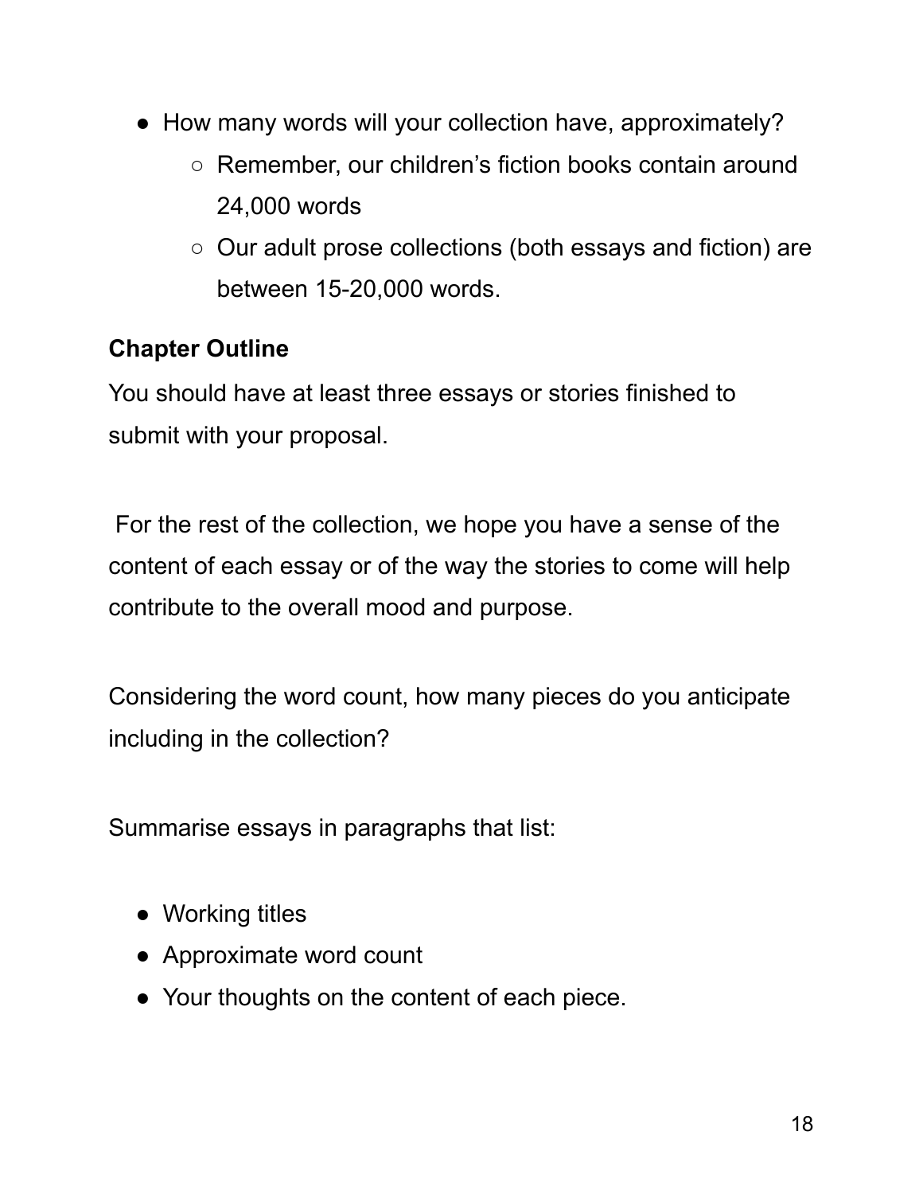- How many words will your collection have, approximately?
    - Remember, our children's fiction books contain around 24,000 words
    - Our adult prose collections (both essays and fiction) are between 15-20,000 words.

**Chapter Outline**

You should have at least three essays or stories finished to submit with your proposal.

For the rest of the collection, we hope you have a sense of the content of each essay or of the way the stories to come will help contribute to the overall mood and purpose.

Considering the word count, how many pieces do you anticipate including in the collection?

Summarise essays in paragraphs that list:

- Working titles
- Approximate word count
- Your thoughts on the content of each piece.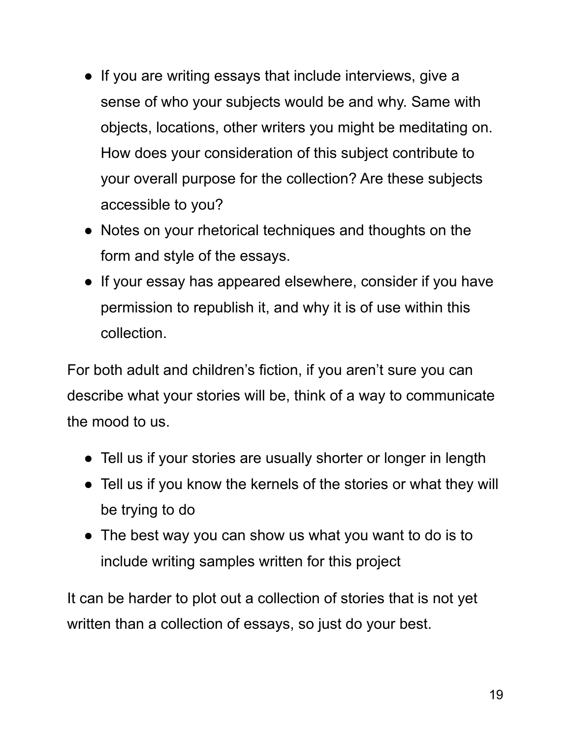- If you are writing essays that include interviews, give a sense of who your subjects would be and why. Same with objects, locations, other writers you might be meditating on. How does your consideration of this subject contribute to your overall purpose for the collection? Are these subjects accessible to you?
- Notes on your rhetorical techniques and thoughts on the form and style of the essays.
- If your essay has appeared elsewhere, consider if you have permission to republish it, and why it is of use within this collection.

For both adult and children's fiction, if you aren't sure you can describe what your stories will be, think of a way to communicate the mood to us.

- Tell us if your stories are usually shorter or longer in length
- Tell us if you know the kernels of the stories or what they will be trying to do
- The best way you can show us what you want to do is to include writing samples written for this project

It can be harder to plot out a collection of stories that is not yet written than a collection of essays, so just do your best.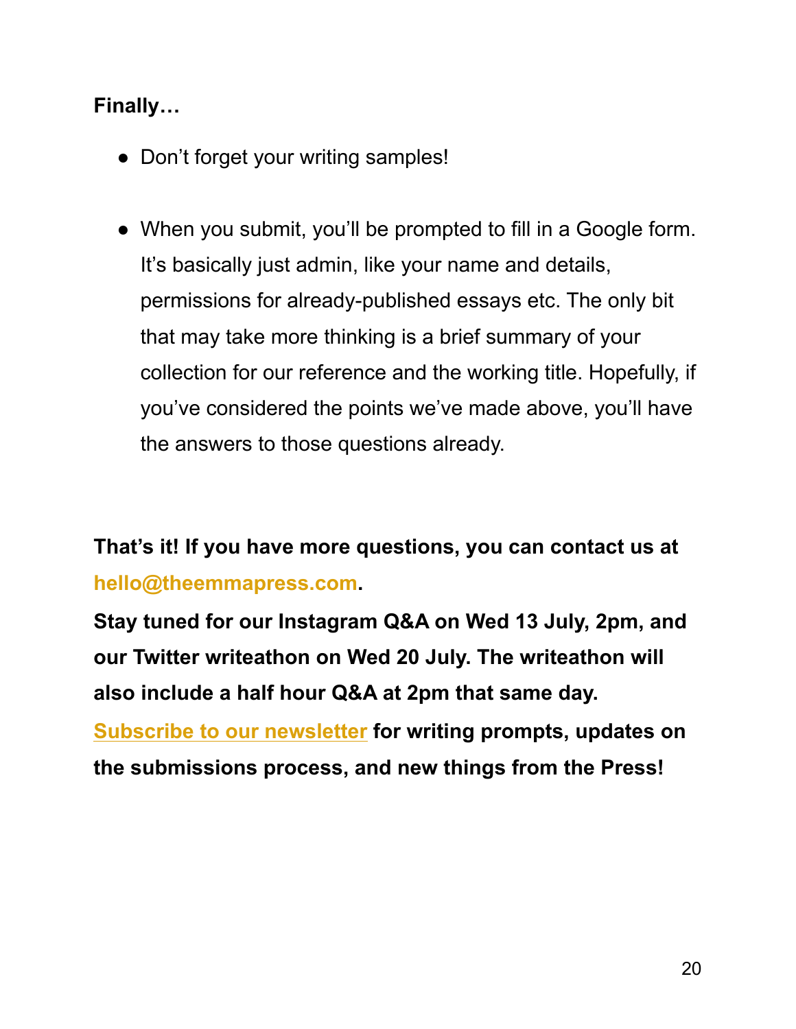**Finally…**

- Don't forget your writing samples!

- When you submit, you'll be prompted to fill in a Google form. It's basically just admin, like your name and details, permissions for already-published essays etc. The only bit that may take more thinking is a brief summary of your collection for our reference and the working title. Hopefully, if you've considered the points we've made above, you'll have the answers to those questions already.

**That's it! If you have more questions, you can contact us at hello@theemmapress.com.**

**Stay tuned for our Instagram Q&A on Wed 13 July, 2pm, and our Twitter writeathon on Wed 20 July. The writeathon will also include a half hour Q&A at 2pm that same day.**

**Subscribe to our newsletter for writing prompts, updates on the submissions process, and new things from the Press!**